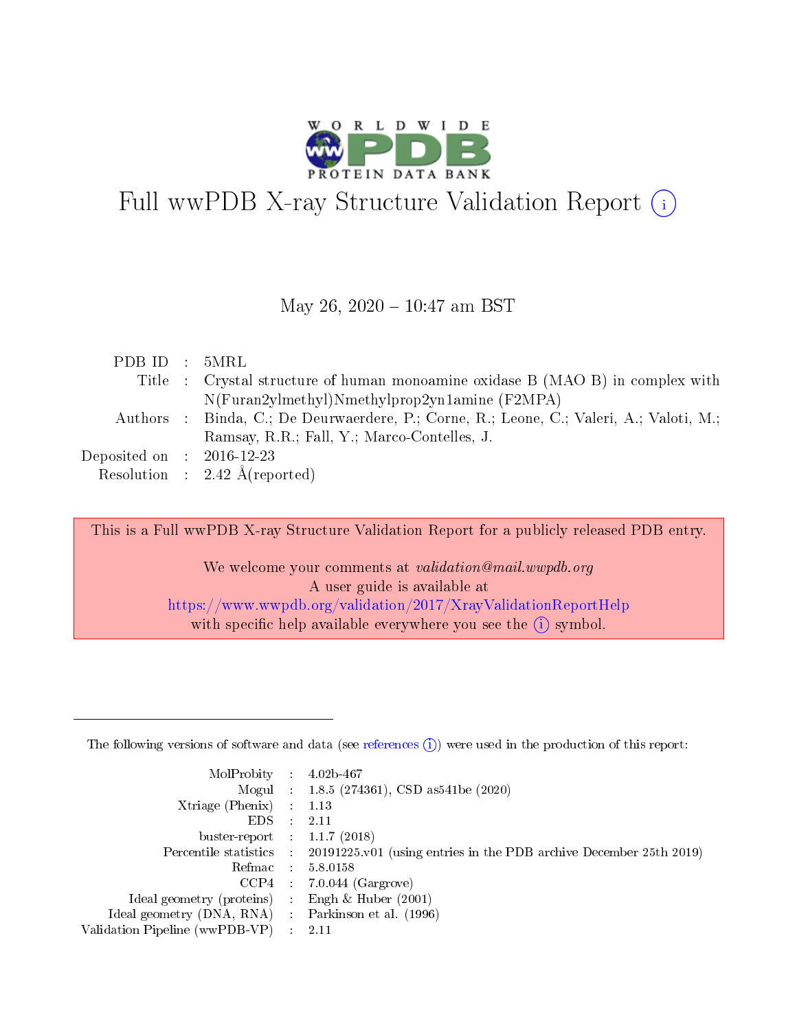# Full wwPDB X-ray Structure Validation Report (i)

May 26, 2020 – 10:47 am BST

| | | |
|---|---|---|
| PDB ID | : | 5MRL |
| Title | : | Crystal structure of human monoamine oxidase B (MAO B) in complex with N(Furan2ylmethyl)Nmethylprop2yn1amine (F2MPA) |
| Authors | : | Binda, C.; De Deurwaerdere, P.; Corne, R.; Leone, C.; Valeri, A.; Valoti, M.; Ramsay, R.R.; Fall, Y.; Marco-Contelles, J. |
| Deposited on | : | 2016-12-23 |
| Resolution | : | 2.42 Å(reported) |

This is a Full wwPDB X-ray Structure Validation Report for a publicly released PDB entry.

We welcome your comments at *validation@mail.wwpdb.org*
A user guide is available at
https://www.wwpdb.org/validation/2017/XrayValidationReportHelp
with specific help available everywhere you see the (i) symbol.

---

The following versions of software and data (see references (i)) were used in the production of this report:

| | | |
|---|---|---|
| MolProbity | : | 4.02b-467 |
| Mogul | : | 1.8.5 (274361), CSD as541be (2020) |
| Xtriage (Phenix) | : | 1.13 |
| EDS | : | 2.11 |
| buster-report | : | 1.1.7 (2018) |
| Percentile statistics | : | 20191225.v01 (using entries in the PDB archive December 25th 2019) |
| Refmac | : | 5.8.0158 |
| CCP4 | : | 7.0.044 (Gargrove) |
| Ideal geometry (proteins) | : | Engh & Huber (2001) |
| Ideal geometry (DNA, RNA) | : | Parkinson et al. (1996) |
| Validation Pipeline (wwPDB-VP) | : | 2.11 |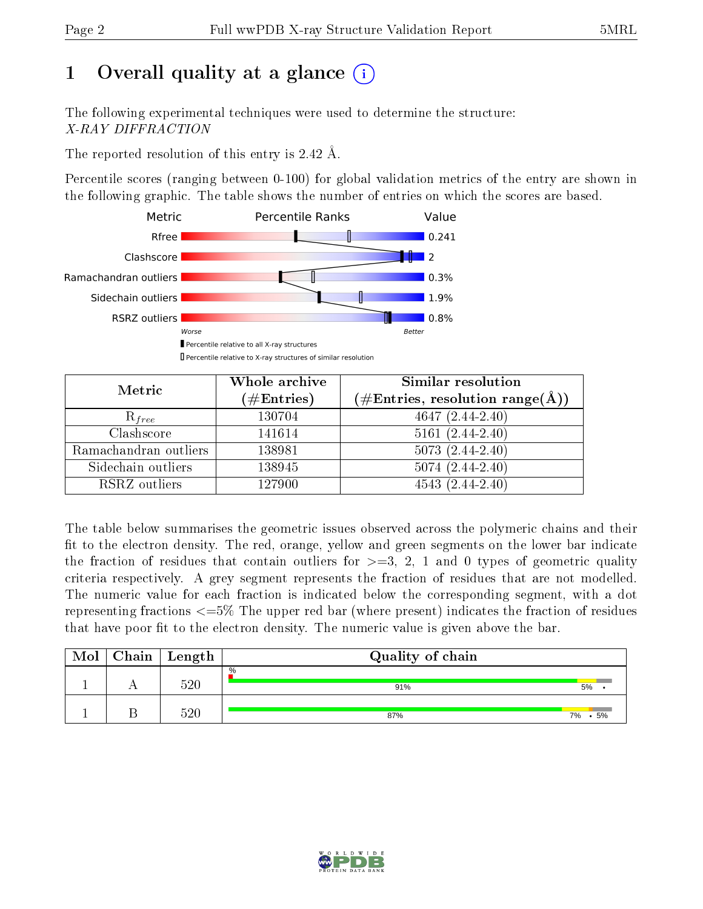# 1 Overall quality at a glance

The following experimental techniques were used to determine the structure:
*X-RAY DIFFRACTION*

The reported resolution of this entry is 2.42 Å.

Percentile scores (ranging between 0-100) for global validation metrics of the entry are shown in the following graphic. The table shows the number of entries on which the scores are based.

| Metric | Value |
|---|---|
| Rfree | 0.241 |
| Clashscore | 2 |
| Ramachandran outliers | 0.3% |
| Sidechain outliers | 1.9% |
| RSRZ outliers | 0.8% |

Worse — Better

▮ Percentile relative to all X-ray structures
▯ Percentile relative to X-ray structures of similar resolution

| Metric | Whole archive (#Entries) | Similar resolution (#Entries, resolution range(Å)) |
|---|---|---|
| $R_{free}$ | 130704 | 4647 (2.44-2.40) |
| Clashscore | 141614 | 5161 (2.44-2.40) |
| Ramachandran outliers | 138981 | 5073 (2.44-2.40) |
| Sidechain outliers | 138945 | 5074 (2.44-2.40) |
| RSRZ outliers | 127900 | 4543 (2.44-2.40) |

The table below summarises the geometric issues observed across the polymeric chains and their fit to the electron density. The red, orange, yellow and green segments on the lower bar indicate the fraction of residues that contain outliers for >=3, 2, 1 and 0 types of geometric quality criteria respectively. A grey segment represents the fraction of residues that are not modelled. The numeric value for each fraction is indicated below the corresponding segment, with a dot representing fractions <=5% The upper red bar (where present) indicates the fraction of residues that have poor fit to the electron density. The numeric value is given above the bar.

| Mol | Chain | Length | Quality of chain |
|---|---|---|---|
| 1 | A | 520 | % ; 91% ; 5% ; • |
| 1 | B | 520 | 87% ; 7% ; • ; 5% |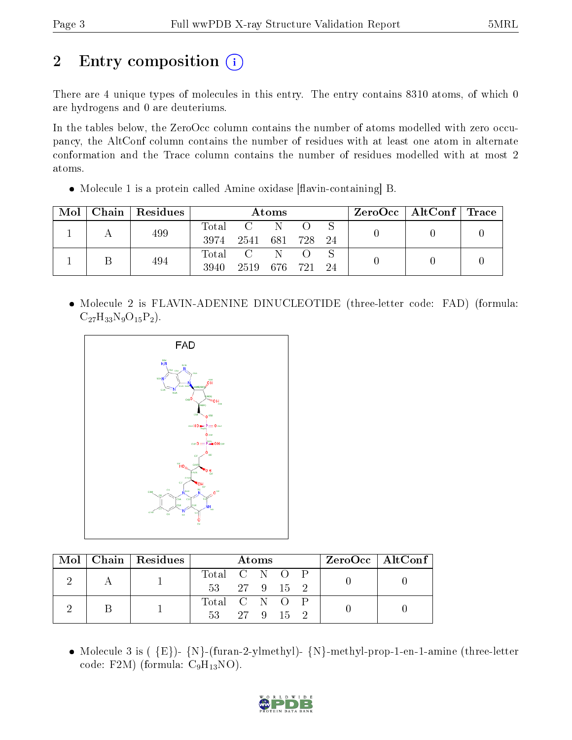# 2 Entry composition

There are 4 unique types of molecules in this entry. The entry contains 8310 atoms, of which 0 are hydrogens and 0 are deuteriums.

In the tables below, the ZeroOcc column contains the number of atoms modelled with zero occupancy, the AltConf column contains the number of residues with at least one atom in alternate conformation and the Trace column contains the number of residues modelled with at most 2 atoms.

- Molecule 1 is a protein called Amine oxidase [flavin-containing] B.

| Mol | Chain | Residues | Atoms | | | | | ZeroOcc | AltConf | Trace |
|---|---|---|---|---|---|---|---|---|---|---|
| 1 | A | 499 | Total | C | N | O | S | 0 | 0 | 0 |
| | | | 3974 | 2541 | 681 | 728 | 24 | | | |
| 1 | B | 494 | Total | C | N | O | S | 0 | 0 | 0 |
| | | | 3940 | 2519 | 676 | 721 | 24 | | | |

- Molecule 2 is FLAVIN-ADENINE DINUCLEOTIDE (three-letter code: FAD) (formula: $C_{27}H_{33}N_9O_{15}P_2$).

| Mol | Chain | Residues | Atoms | | | | | ZeroOcc | AltConf |
|---|---|---|---|---|---|---|---|---|---|
| 2 | A | 1 | Total | C | N | O | P | 0 | 0 |
| | | | 53 | 27 | 9 | 15 | 2 | | |
| 2 | B | 1 | Total | C | N | O | P | 0 | 0 |
| | | | 53 | 27 | 9 | 15 | 2 | | |

- Molecule 3 is ( {E})- {N}-(furan-2-ylmethyl)- {N}-methyl-prop-1-en-1-amine (three-letter code: F2M) (formula: $C_9H_{13}NO$).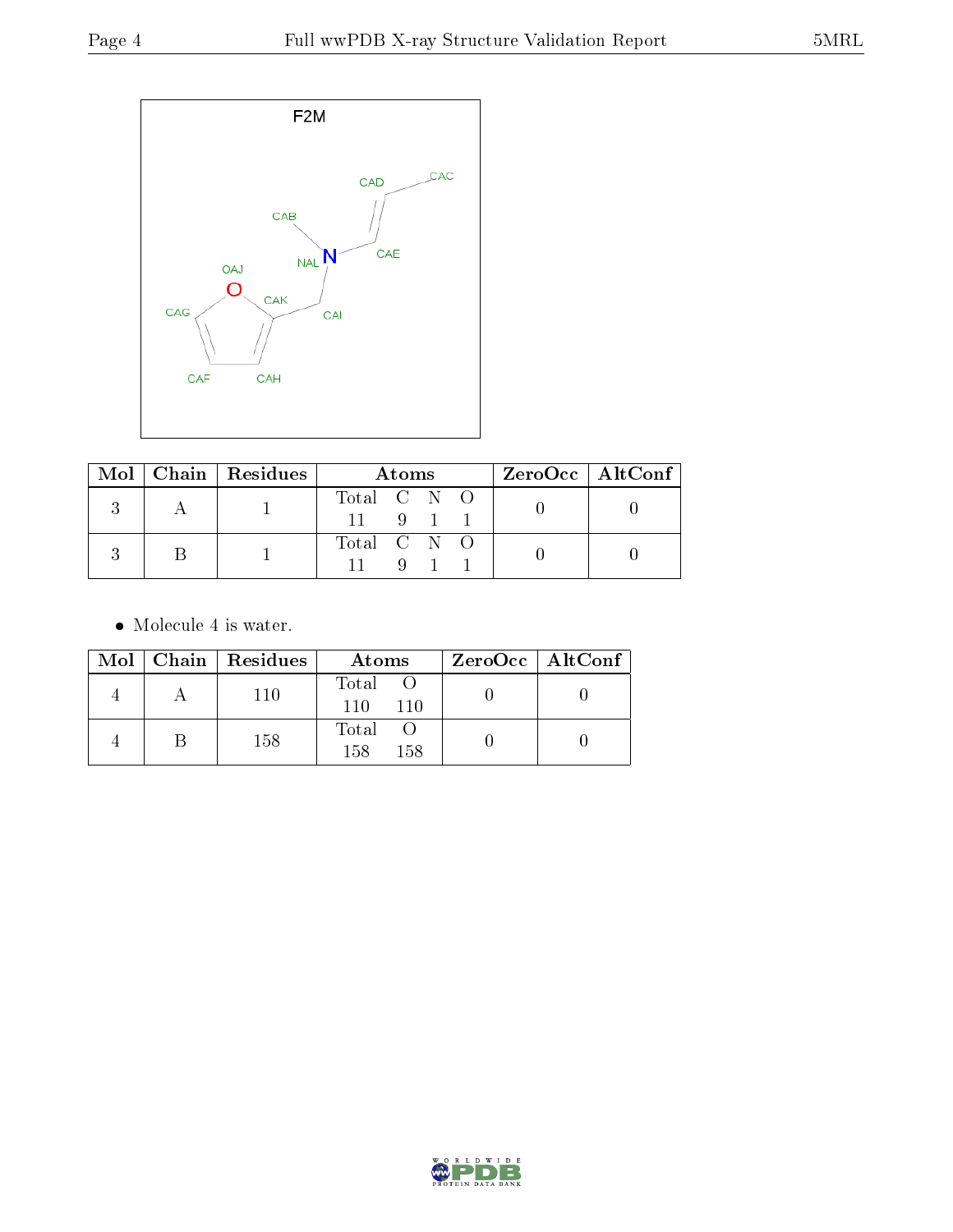F2M

| Mol | Chain | Residues | Atoms | ZeroOcc | AltConf |
|---|---|---|---|---|---|
| 3 | A | 1 | Total C N O<br>11 9 1 1 | 0 | 0 |
| 3 | B | 1 | Total C N O<br>11 9 1 1 | 0 | 0 |

- Molecule 4 is water.

| Mol | Chain | Residues | Atoms | ZeroOcc | AltConf |
|---|---|---|---|---|---|
| 4 | A | 110 | Total O<br>110 110 | 0 | 0 |
| 4 | B | 158 | Total O<br>158 158 | 0 | 0 |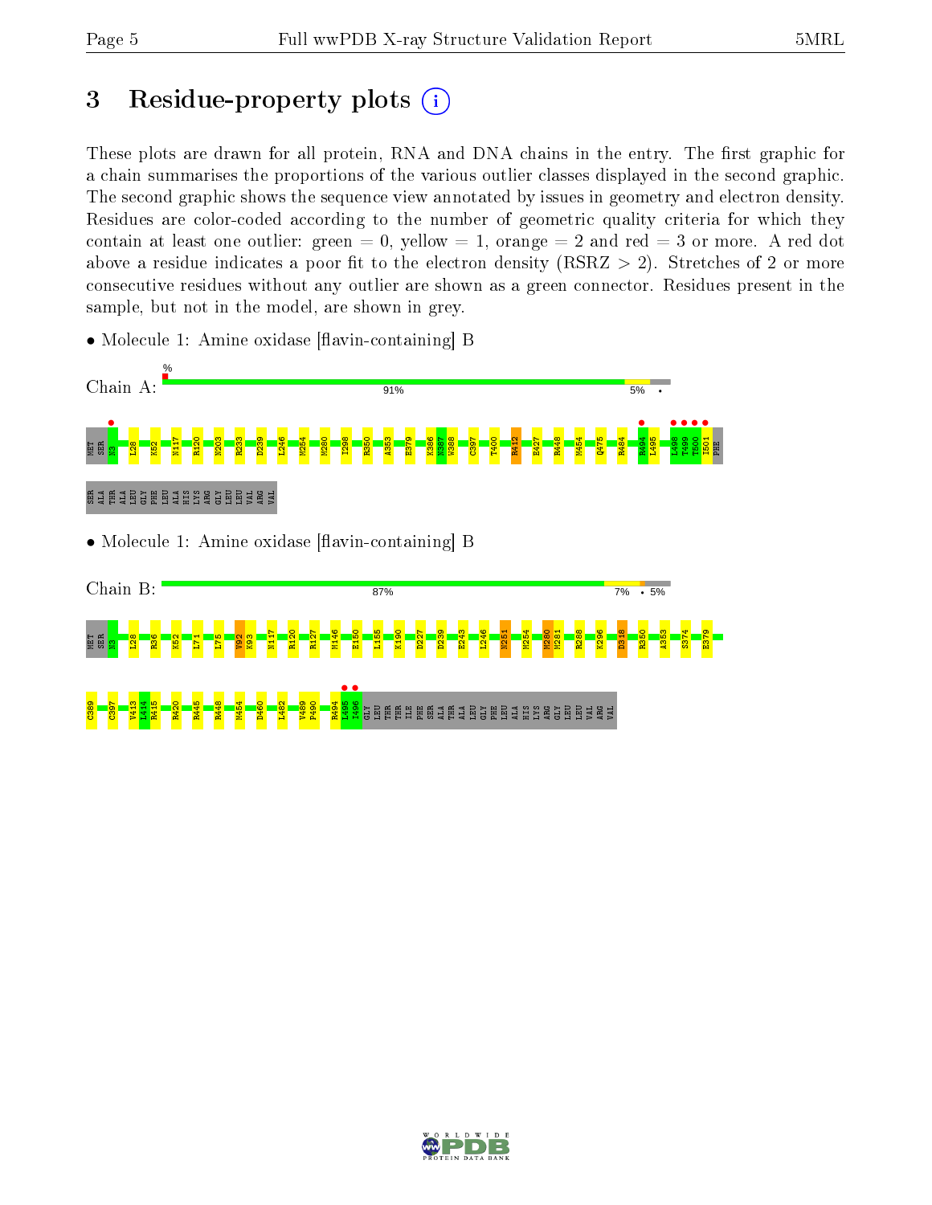# 3 Residue-property plots

These plots are drawn for all protein, RNA and DNA chains in the entry. The first graphic for a chain summarises the proportions of the various outlier classes displayed in the second graphic. The second graphic shows the sequence view annotated by issues in geometry and electron density. Residues are color-coded according to the number of geometric quality criteria for which they contain at least one outlier: green = 0, yellow = 1, orange = 2 and red = 3 or more. A red dot above a residue indicates a poor fit to the electron density (RSRZ > 2). Stretches of 2 or more consecutive residues without any outlier are shown as a green connector. Residues present in the sample, but not in the model, are shown in grey.

- Molecule 1: Amine oxidase [flavin-containing] B

Chain A: 91% 5%

MET SER N3 L28 K52 N117 R120 N203 R233 D239 L246 M254 M280 I298 R350 A353 E379 K386 N387 W388 C397 T400 R412 E427 R448 M454 Q475 R484 R494 L495 L498 T499 T500 I501 PHE SER ALA THR ALA LEU GLY PHE LEU ALA HIS LYS ARG GLY LEU LEU VAL ARG VAL

- Molecule 1: Amine oxidase [flavin-containing] B

Chain B: 87% 7% 5%

MET SER N3 L28 R36 K52 L71 L75 V92 K93 N117 R120 R127 M146 E150 L155 K190 D227 D239 E243 L246 N251 M254 M280 M281 R288 K296 D318 R350 A353 S374 E379 C389 C397 V413 L414 R415 R420 R445 R448 M454 D460 L482 V489 P490 R494 L495 I496 GLY LEU THR THR ILE PHE SER ALA THR ALA LEU GLY PHE LEU ALA HIS LYS ARG GLY LEU LEU VAL ARG VAL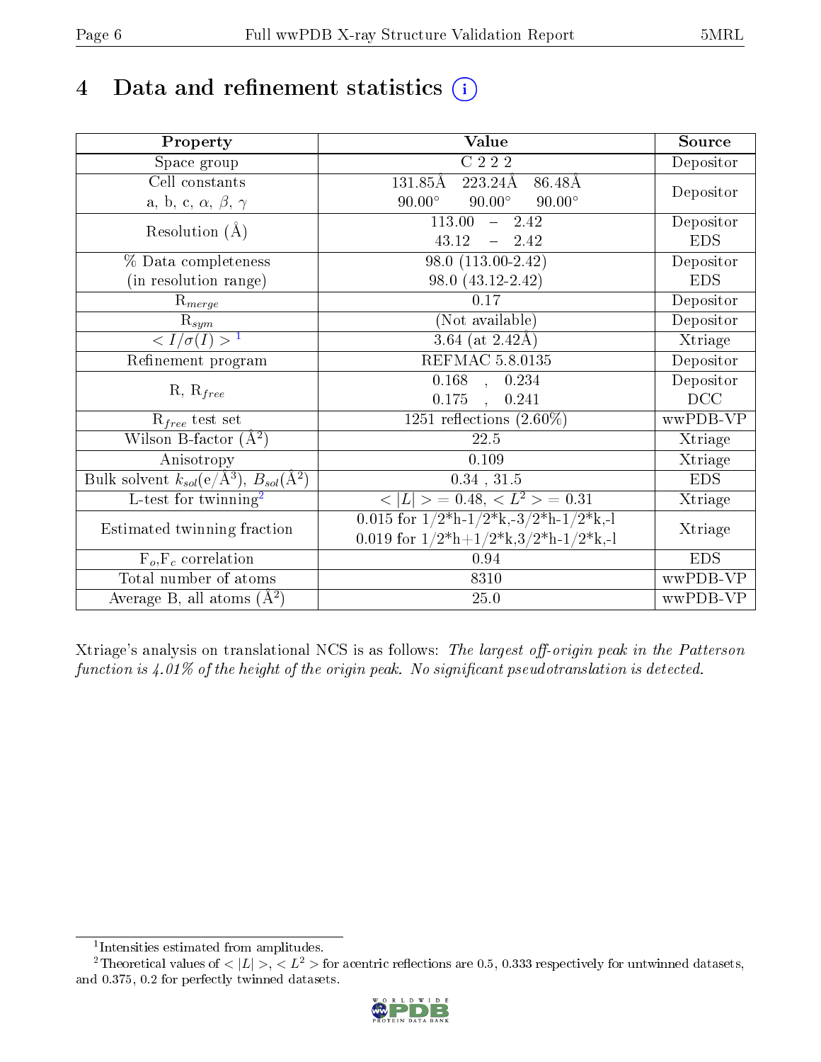# 4 Data and refinement statistics (i)

| Property | Value | Source |
|---|---|---|
| Space group | C 2 2 2 | Depositor |
| Cell constants<br>a, b, c, $\alpha$, $\beta$, $\gamma$ | 131.85Å 223.24Å 86.48Å<br>90.00° 90.00° 90.00° | Depositor |
| Resolution (Å) | 113.00 – 2.42<br>43.12 – 2.42 | Depositor<br>EDS |
| % Data completeness<br>(in resolution range) | 98.0 (113.00-2.42)<br>98.0 (43.12-2.42) | Depositor<br>EDS |
| $R_{merge}$ | 0.17 | Depositor |
| $R_{sym}$ | (Not available) | Depositor |
| $< I/\sigma(I) >$ [1] | 3.64 (at 2.42Å) | Xtriage |
| Refinement program | REFMAC 5.8.0135 | Depositor |
| R, $R_{free}$ | 0.168 , 0.234<br>0.175 , 0.241 | Depositor<br>DCC |
| $R_{free}$ test set | 1251 reflections (2.60%) | wwPDB-VP |
| Wilson B-factor (Å$^2$) | 22.5 | Xtriage |
| Anisotropy | 0.109 | Xtriage |
| Bulk solvent $k_{sol}$(e/Å$^3$), $B_{sol}$(Å$^2$) | 0.34 , 31.5 | EDS |
| L-test for twinning[2] | $< \|L\| >$ = 0.48, $< L^2 >$ = 0.31 | Xtriage |
| Estimated twinning fraction | 0.015 for 1/2*h-1/2*k,-3/2*h-1/2*k,-l<br>0.019 for 1/2*h+1/2*k,3/2*h-1/2*k,-l | Xtriage |
| $F_o$,$F_c$ correlation | 0.94 | EDS |
| Total number of atoms | 8310 | wwPDB-VP |
| Average B, all atoms (Å$^2$) | 25.0 | wwPDB-VP |

Xtriage's analysis on translational NCS is as follows: *The largest off-origin peak in the Patterson function is 4.01% of the height of the origin peak. No significant pseudotranslation is detected.*

[1] Intensities estimated from amplitudes.

[2] Theoretical values of $< |L| >$, $< L^2 >$ for acentric reflections are 0.5, 0.333 respectively for untwinned datasets, and 0.375, 0.2 for perfectly twinned datasets.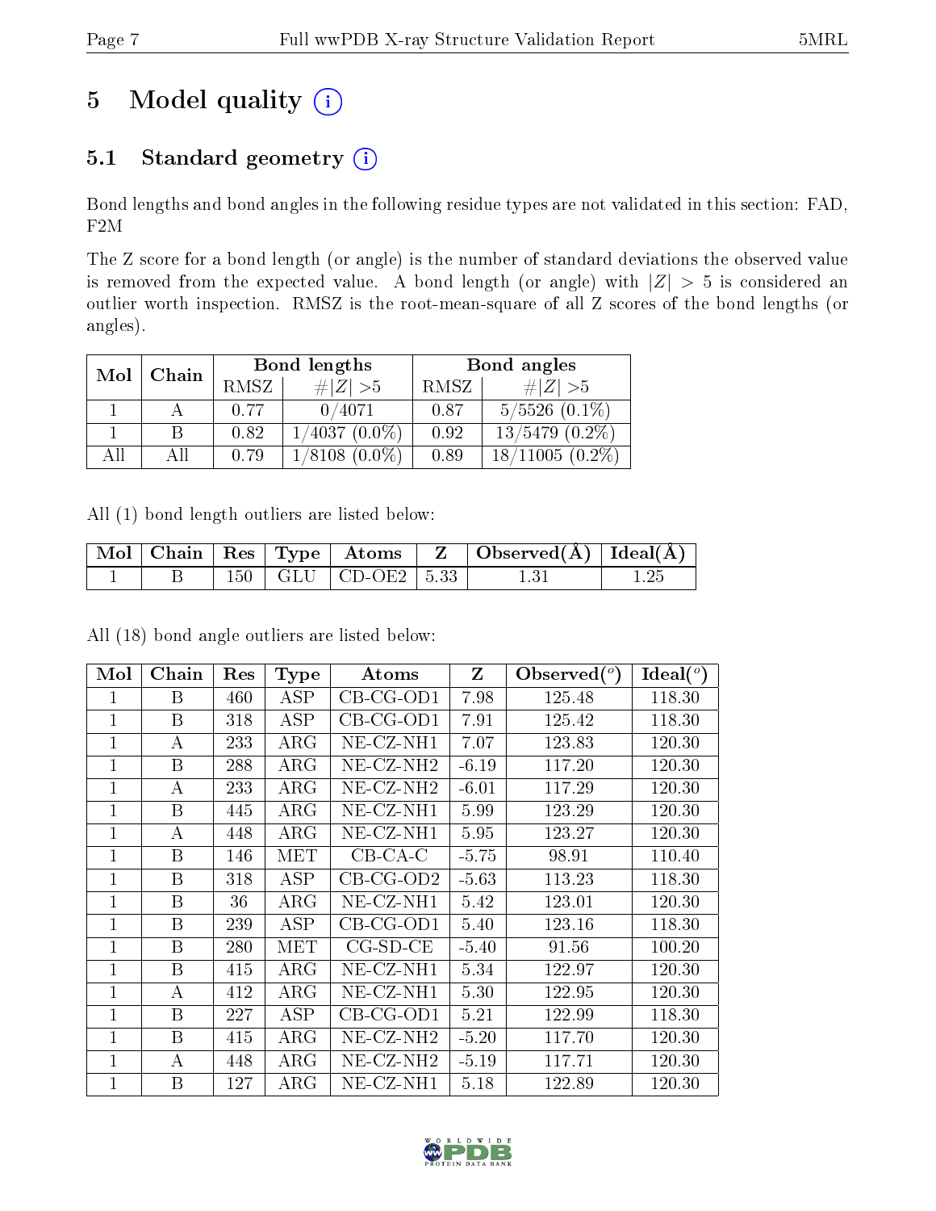# 5 Model quality

## 5.1 Standard geometry

Bond lengths and bond angles in the following residue types are not validated in this section: FAD, F2M

The Z score for a bond length (or angle) is the number of standard deviations the observed value is removed from the expected value. A bond length (or angle) with $|Z| > 5$ is considered an outlier worth inspection. RMSZ is the root-mean-square of all Z scores of the bond lengths (or angles).

| Mol | Chain | Bond lengths | | Bond angles | |
|---|---|---|---|---|---|
| | | RMSZ | #$\|Z\|$ >5 | RMSZ | #$\|Z\|$ >5 |
| 1 | A | 0.77 | 0/4071 | 0.87 | 5/5526 (0.1%) |
| 1 | B | 0.82 | 1/4037 (0.0%) | 0.92 | 13/5479 (0.2%) |
| All | All | 0.79 | 1/8108 (0.0%) | 0.89 | 18/11005 (0.2%) |

All (1) bond length outliers are listed below:

| Mol | Chain | Res | Type | Atoms | Z | Observed(Å) | Ideal(Å) |
|---|---|---|---|---|---|---|---|
| 1 | B | 150 | GLU | CD-OE2 | 5.33 | 1.31 | 1.25 |

All (18) bond angle outliers are listed below:

| Mol | Chain | Res | Type | Atoms | Z | Observed($^o$) | Ideal($^o$) |
|---|---|---|---|---|---|---|---|
| 1 | B | 460 | ASP | CB-CG-OD1 | 7.98 | 125.48 | 118.30 |
| 1 | B | 318 | ASP | CB-CG-OD1 | 7.91 | 125.42 | 118.30 |
| 1 | A | 233 | ARG | NE-CZ-NH1 | 7.07 | 123.83 | 120.30 |
| 1 | B | 288 | ARG | NE-CZ-NH2 | -6.19 | 117.20 | 120.30 |
| 1 | A | 233 | ARG | NE-CZ-NH2 | -6.01 | 117.29 | 120.30 |
| 1 | B | 445 | ARG | NE-CZ-NH1 | 5.99 | 123.29 | 120.30 |
| 1 | A | 448 | ARG | NE-CZ-NH1 | 5.95 | 123.27 | 120.30 |
| 1 | B | 146 | MET | CB-CA-C | -5.75 | 98.91 | 110.40 |
| 1 | B | 318 | ASP | CB-CG-OD2 | -5.63 | 113.23 | 118.30 |
| 1 | B | 36 | ARG | NE-CZ-NH1 | 5.42 | 123.01 | 120.30 |
| 1 | B | 239 | ASP | CB-CG-OD1 | 5.40 | 123.16 | 118.30 |
| 1 | B | 280 | MET | CG-SD-CE | -5.40 | 91.56 | 100.20 |
| 1 | B | 415 | ARG | NE-CZ-NH1 | 5.34 | 122.97 | 120.30 |
| 1 | A | 412 | ARG | NE-CZ-NH1 | 5.30 | 122.95 | 120.30 |
| 1 | B | 227 | ASP | CB-CG-OD1 | 5.21 | 122.99 | 118.30 |
| 1 | B | 415 | ARG | NE-CZ-NH2 | -5.20 | 117.70 | 120.30 |
| 1 | A | 448 | ARG | NE-CZ-NH2 | -5.19 | 117.71 | 120.30 |
| 1 | B | 127 | ARG | NE-CZ-NH1 | 5.18 | 122.89 | 120.30 |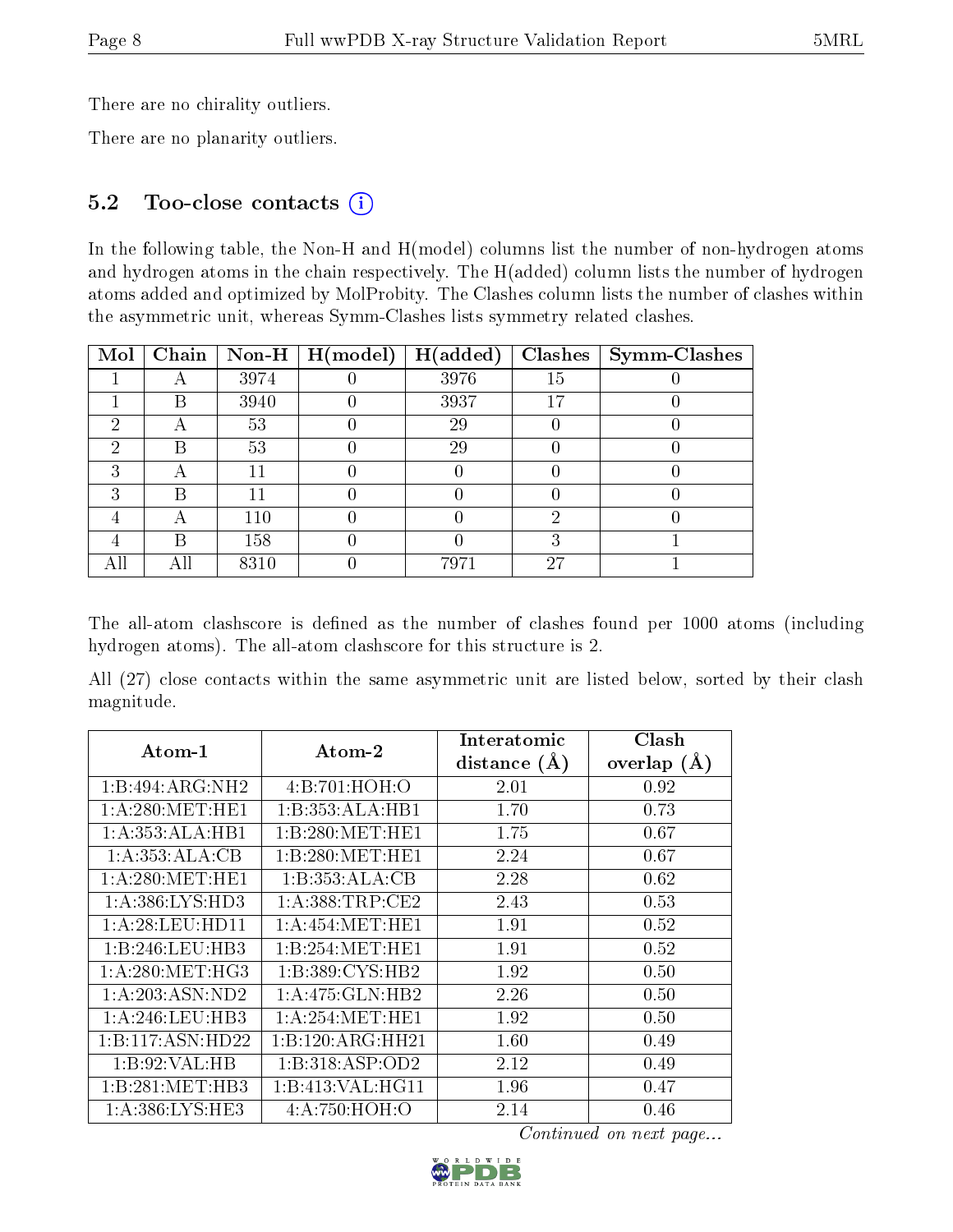There are no chirality outliers.

There are no planarity outliers.

## 5.2 Too-close contacts

In the following table, the Non-H and H(model) columns list the number of non-hydrogen atoms and hydrogen atoms in the chain respectively. The H(added) column lists the number of hydrogen atoms added and optimized by MolProbity. The Clashes column lists the number of clashes within the asymmetric unit, whereas Symm-Clashes lists symmetry related clashes.

| Mol | Chain | Non-H | H(model) | H(added) | Clashes | Symm-Clashes |
|---|---|---|---|---|---|---|
| 1 | A | 3974 | 0 | 3976 | 15 | 0 |
| 1 | B | 3940 | 0 | 3937 | 17 | 0 |
| 2 | A | 53 | 0 | 29 | 0 | 0 |
| 2 | B | 53 | 0 | 29 | 0 | 0 |
| 3 | A | 11 | 0 | 0 | 0 | 0 |
| 3 | B | 11 | 0 | 0 | 0 | 0 |
| 4 | A | 110 | 0 | 0 | 2 | 0 |
| 4 | B | 158 | 0 | 0 | 3 | 1 |
| All | All | 8310 | 0 | 7971 | 27 | 1 |

The all-atom clashscore is defined as the number of clashes found per 1000 atoms (including hydrogen atoms). The all-atom clashscore for this structure is 2.

All (27) close contacts within the same asymmetric unit are listed below, sorted by their clash magnitude.

| Atom-1 | Atom-2 | Interatomic distance (Å) | Clash overlap (Å) |
|---|---|---|---|
| 1:B:494:ARG:NH2 | 4:B:701:HOH:O | 2.01 | 0.92 |
| 1:A:280:MET:HE1 | 1:B:353:ALA:HB1 | 1.70 | 0.73 |
| 1:A:353:ALA:HB1 | 1:B:280:MET:HE1 | 1.75 | 0.67 |
| 1:A:353:ALA:CB | 1:B:280:MET:HE1 | 2.24 | 0.67 |
| 1:A:280:MET:HE1 | 1:B:353:ALA:CB | 2.28 | 0.62 |
| 1:A:386:LYS:HD3 | 1:A:388:TRP:CE2 | 2.43 | 0.53 |
| 1:A:28:LEU:HD11 | 1:A:454:MET:HE1 | 1.91 | 0.52 |
| 1:B:246:LEU:HB3 | 1:B:254:MET:HE1 | 1.91 | 0.52 |
| 1:A:280:MET:HG3 | 1:B:389:CYS:HB2 | 1.92 | 0.50 |
| 1:A:203:ASN:ND2 | 1:A:475:GLN:HB2 | 2.26 | 0.50 |
| 1:A:246:LEU:HB3 | 1:A:254:MET:HE1 | 1.92 | 0.50 |
| 1:B:117:ASN:HD22 | 1:B:120:ARG:HH21 | 1.60 | 0.49 |
| 1:B:92:VAL:HB | 1:B:318:ASP:OD2 | 2.12 | 0.49 |
| 1:B:281:MET:HB3 | 1:B:413:VAL:HG11 | 1.96 | 0.47 |
| 1:A:386:LYS:HE3 | 4:A:750:HOH:O | 2.14 | 0.46 |

*Continued on next page...*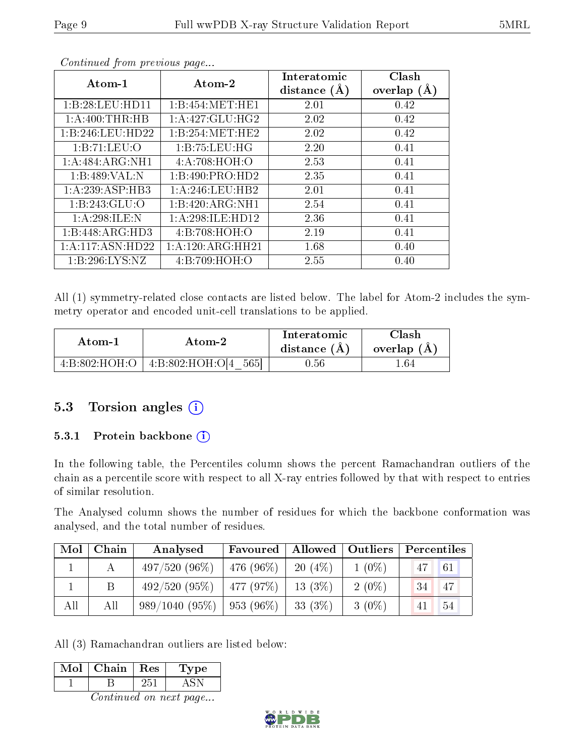*Continued from previous page...*

| Atom-1 | Atom-2 | Interatomic distance (Å) | Clash overlap (Å) |
|---|---|---|---|
| 1:B:28:LEU:HD11 | 1:B:454:MET:HE1 | 2.01 | 0.42 |
| 1:A:400:THR:HB | 1:A:427:GLU:HG2 | 2.02 | 0.42 |
| 1:B:246:LEU:HD22 | 1:B:254:MET:HE2 | 2.02 | 0.42 |
| 1:B:71:LEU:O | 1:B:75:LEU:HG | 2.20 | 0.41 |
| 1:A:484:ARG:NH1 | 4:A:708:HOH:O | 2.53 | 0.41 |
| 1:B:489:VAL:N | 1:B:490:PRO:HD2 | 2.35 | 0.41 |
| 1:A:239:ASP:HB3 | 1:A:246:LEU:HB2 | 2.01 | 0.41 |
| 1:B:243:GLU:O | 1:B:420:ARG:NH1 | 2.54 | 0.41 |
| 1:A:298:ILE:N | 1:A:298:ILE:HD12 | 2.36 | 0.41 |
| 1:B:448:ARG:HD3 | 4:B:708:HOH:O | 2.19 | 0.41 |
| 1:A:117:ASN:HD22 | 1:A:120:ARG:HH21 | 1.68 | 0.40 |
| 1:B:296:LYS:NZ | 4:B:709:HOH:O | 2.55 | 0.40 |

All (1) symmetry-related close contacts are listed below. The label for Atom-2 includes the symmetry operator and encoded unit-cell translations to be applied.

| Atom-1 | Atom-2 | Interatomic distance (Å) | Clash overlap (Å) |
|---|---|---|---|
| 4:B:802:HOH:O | 4:B:802:HOH:O[4_565] | 0.56 | 1.64 |

## 5.3 Torsion angles

### 5.3.1 Protein backbone

In the following table, the Percentiles column shows the percent Ramachandran outliers of the chain as a percentile score with respect to all X-ray entries followed by that with respect to entries of similar resolution.

The Analysed column shows the number of residues for which the backbone conformation was analysed, and the total number of residues.

| Mol | Chain | Analysed | Favoured | Allowed | Outliers | Percentiles | |
|---|---|---|---|---|---|---|---|
| 1 | A | 497/520 (96%) | 476 (96%) | 20 (4%) | 1 (0%) | 47 | 61 |
| 1 | B | 492/520 (95%) | 477 (97%) | 13 (3%) | 2 (0%) | 34 | 47 |
| All | All | 989/1040 (95%) | 953 (96%) | 33 (3%) | 3 (0%) | 41 | 54 |

All (3) Ramachandran outliers are listed below:

| Mol | Chain | Res | Type |
|---|---|---|---|
| 1 | B | 251 | ASN |

*Continued on next page...*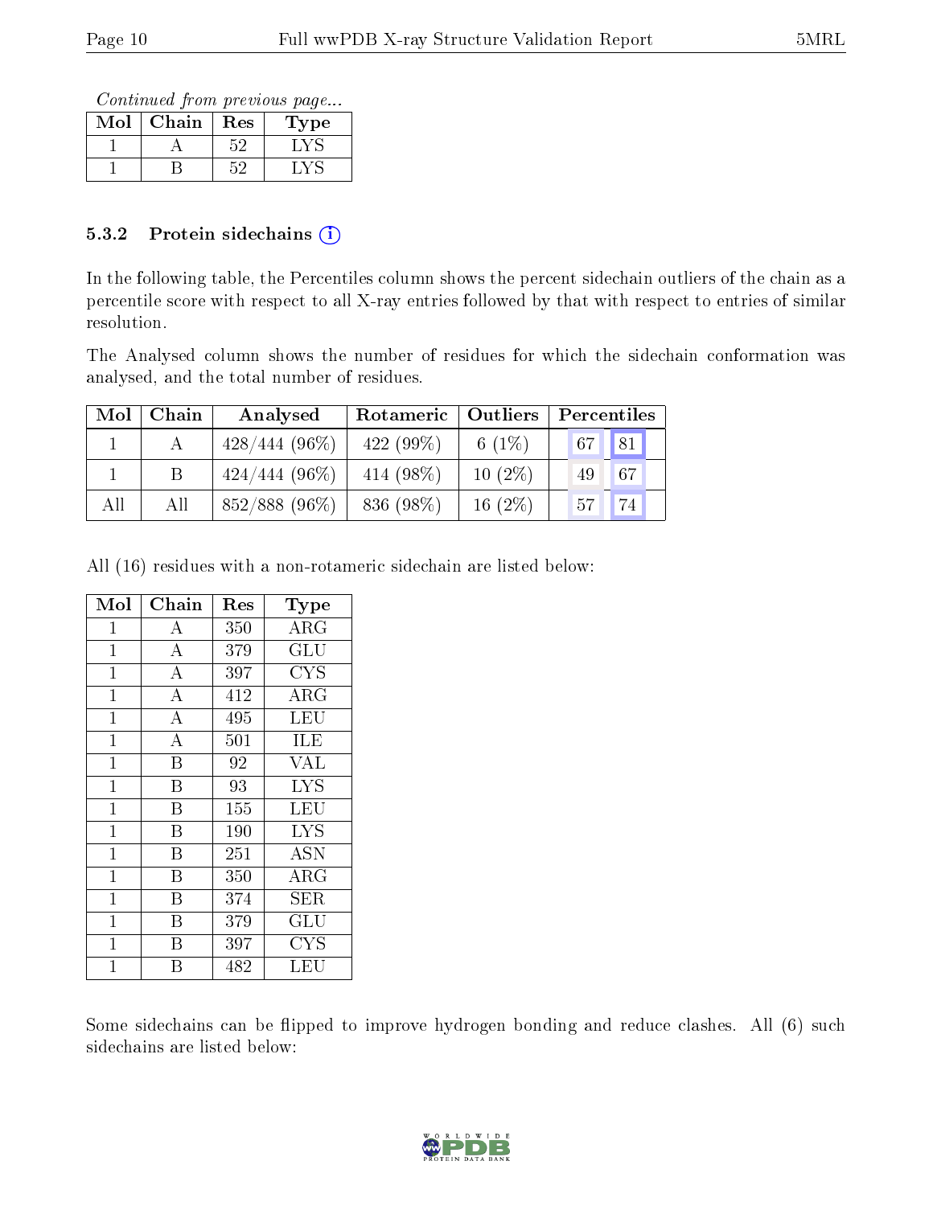*Continued from previous page...*

| Mol | Chain | Res | Type |
|---|---|---|---|
| 1 | A | 52 | LYS |
| 1 | B | 52 | LYS |

### 5.3.2 Protein sidechains (i)

In the following table, the Percentiles column shows the percent sidechain outliers of the chain as a percentile score with respect to all X-ray entries followed by that with respect to entries of similar resolution.

The Analysed column shows the number of residues for which the sidechain conformation was analysed, and the total number of residues.

| Mol | Chain | Analysed | Rotameric | Outliers | Percentiles | |
|---|---|---|---|---|---|---|
| 1 | A | 428/444 (96%) | 422 (99%) | 6 (1%) | 67 | 81 |
| 1 | B | 424/444 (96%) | 414 (98%) | 10 (2%) | 49 | 67 |
| All | All | 852/888 (96%) | 836 (98%) | 16 (2%) | 57 | 74 |

All (16) residues with a non-rotameric sidechain are listed below:

| Mol | Chain | Res | Type |
|---|---|---|---|
| 1 | A | 350 | ARG |
| 1 | A | 379 | GLU |
| 1 | A | 397 | CYS |
| 1 | A | 412 | ARG |
| 1 | A | 495 | LEU |
| 1 | A | 501 | ILE |
| 1 | B | 92 | VAL |
| 1 | B | 93 | LYS |
| 1 | B | 155 | LEU |
| 1 | B | 190 | LYS |
| 1 | B | 251 | ASN |
| 1 | B | 350 | ARG |
| 1 | B | 374 | SER |
| 1 | B | 379 | GLU |
| 1 | B | 397 | CYS |
| 1 | B | 482 | LEU |

Some sidechains can be flipped to improve hydrogen bonding and reduce clashes. All (6) such sidechains are listed below: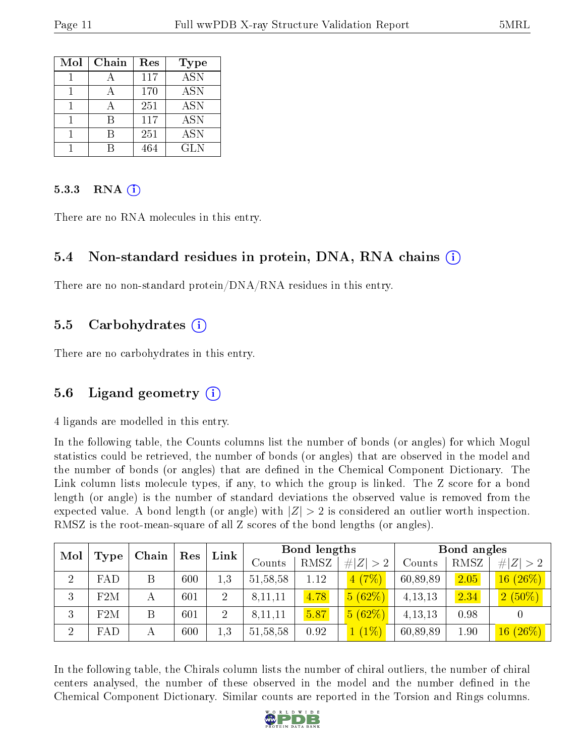| Mol | Chain | Res | Type |
|---|---|---|---|
| 1 | A | 117 | ASN |
| 1 | A | 170 | ASN |
| 1 | A | 251 | ASN |
| 1 | B | 117 | ASN |
| 1 | B | 251 | ASN |
| 1 | B | 464 | GLN |

### 5.3.3 RNA

There are no RNA molecules in this entry.

## 5.4 Non-standard residues in protein, DNA, RNA chains

There are no non-standard protein/DNA/RNA residues in this entry.

## 5.5 Carbohydrates

There are no carbohydrates in this entry.

## 5.6 Ligand geometry

4 ligands are modelled in this entry.

In the following table, the Counts columns list the number of bonds (or angles) for which Mogul statistics could be retrieved, the number of bonds (or angles) that are observed in the model and the number of bonds (or angles) that are defined in the Chemical Component Dictionary. The Link column lists molecule types, if any, to which the group is linked. The Z score for a bond length (or angle) is the number of standard deviations the observed value is removed from the expected value. A bond length (or angle) with $|Z| > 2$ is considered an outlier worth inspection. RMSZ is the root-mean-square of all Z scores of the bond lengths (or angles).

| Mol | Type | Chain | Res | Link | Bond lengths | | | Bond angles | | |
|---|---|---|---|---|---|---|---|---|---|---|
| | | | | | Counts | RMSZ | $\#\|Z\| > 2$ | Counts | RMSZ | $\#\|Z\| > 2$ |
| 2 | FAD | B | 600 | 1,3 | 51,58,58 | 1.12 | 4 (7%) | 60,89,89 | 2.05 | 16 (26%) |
| 3 | F2M | A | 601 | 2 | 8,11,11 | 4.78 | 5 (62%) | 4,13,13 | 2.34 | 2 (50%) |
| 3 | F2M | B | 601 | 2 | 8,11,11 | 5.87 | 5 (62%) | 4,13,13 | 0.98 | 0 |
| 2 | FAD | A | 600 | 1,3 | 51,58,58 | 0.92 | 1 (1%) | 60,89,89 | 1.90 | 16 (26%) |

In the following table, the Chirals column lists the number of chiral outliers, the number of chiral centers analysed, the number of these observed in the model and the number defined in the Chemical Component Dictionary. Similar counts are reported in the Torsion and Rings columns.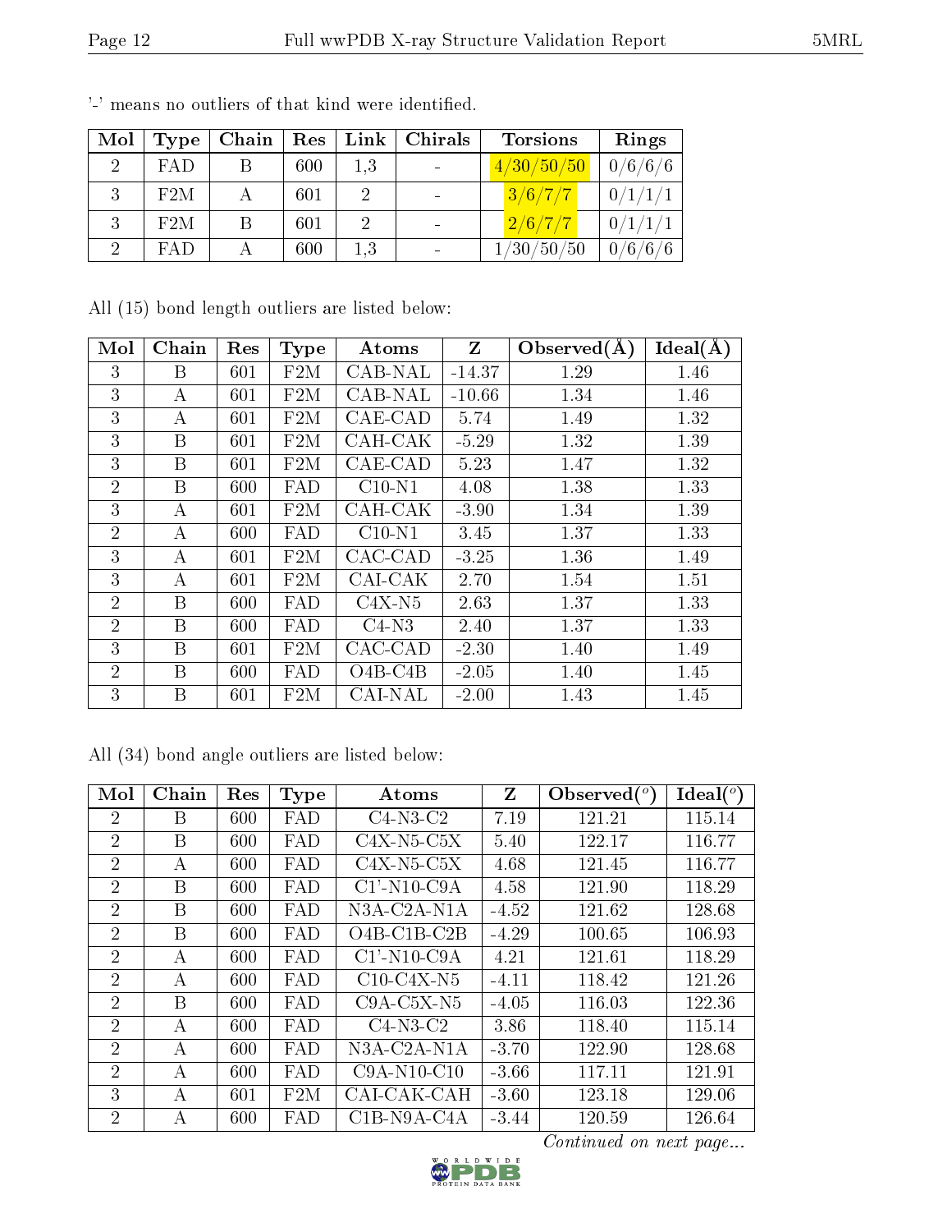'-' means no outliers of that kind were identified.

| Mol | Type | Chain | Res | Link | Chirals | Torsions | Rings |
|---|---|---|---|---|---|---|---|
| 2 | FAD | B | 600 | 1,3 | - | 4/30/50/50 | 0/6/6/6 |
| 3 | F2M | A | 601 | 2 | - | 3/6/7/7 | 0/1/1/1 |
| 3 | F2M | B | 601 | 2 | - | 2/6/7/7 | 0/1/1/1 |
| 2 | FAD | A | 600 | 1,3 | - | 1/30/50/50 | 0/6/6/6 |

All (15) bond length outliers are listed below:

| Mol | Chain | Res | Type | Atoms | Z | Observed(Å) | Ideal(Å) |
|---|---|---|---|---|---|---|---|
| 3 | B | 601 | F2M | CAB-NAL | -14.37 | 1.29 | 1.46 |
| 3 | A | 601 | F2M | CAB-NAL | -10.66 | 1.34 | 1.46 |
| 3 | A | 601 | F2M | CAE-CAD | 5.74 | 1.49 | 1.32 |
| 3 | B | 601 | F2M | CAH-CAK | -5.29 | 1.32 | 1.39 |
| 3 | B | 601 | F2M | CAE-CAD | 5.23 | 1.47 | 1.32 |
| 2 | B | 600 | FAD | C10-N1 | 4.08 | 1.38 | 1.33 |
| 3 | A | 601 | F2M | CAH-CAK | -3.90 | 1.34 | 1.39 |
| 2 | A | 600 | FAD | C10-N1 | 3.45 | 1.37 | 1.33 |
| 3 | A | 601 | F2M | CAC-CAD | -3.25 | 1.36 | 1.49 |
| 3 | A | 601 | F2M | CAI-CAK | 2.70 | 1.54 | 1.51 |
| 2 | B | 600 | FAD | C4X-N5 | 2.63 | 1.37 | 1.33 |
| 2 | B | 600 | FAD | C4-N3 | 2.40 | 1.37 | 1.33 |
| 3 | B | 601 | F2M | CAC-CAD | -2.30 | 1.40 | 1.49 |
| 2 | B | 600 | FAD | O4B-C4B | -2.05 | 1.40 | 1.45 |
| 3 | B | 601 | F2M | CAI-NAL | -2.00 | 1.43 | 1.45 |

All (34) bond angle outliers are listed below:

| Mol | Chain | Res | Type | Atoms | Z | Observed(°) | Ideal(°) |
|---|---|---|---|---|---|---|---|
| 2 | B | 600 | FAD | C4-N3-C2 | 7.19 | 121.21 | 115.14 |
| 2 | B | 600 | FAD | C4X-N5-C5X | 5.40 | 122.17 | 116.77 |
| 2 | A | 600 | FAD | C4X-N5-C5X | 4.68 | 121.45 | 116.77 |
| 2 | B | 600 | FAD | C1'-N10-C9A | 4.58 | 121.90 | 118.29 |
| 2 | B | 600 | FAD | N3A-C2A-N1A | -4.52 | 121.62 | 128.68 |
| 2 | B | 600 | FAD | O4B-C1B-C2B | -4.29 | 100.65 | 106.93 |
| 2 | A | 600 | FAD | C1'-N10-C9A | 4.21 | 121.61 | 118.29 |
| 2 | A | 600 | FAD | C10-C4X-N5 | -4.11 | 118.42 | 121.26 |
| 2 | B | 600 | FAD | C9A-C5X-N5 | -4.05 | 116.03 | 122.36 |
| 2 | A | 600 | FAD | C4-N3-C2 | 3.86 | 118.40 | 115.14 |
| 2 | A | 600 | FAD | N3A-C2A-N1A | -3.70 | 122.90 | 128.68 |
| 2 | A | 600 | FAD | C9A-N10-C10 | -3.66 | 117.11 | 121.91 |
| 3 | A | 601 | F2M | CAI-CAK-CAH | -3.60 | 123.18 | 129.06 |
| 2 | A | 600 | FAD | C1B-N9A-C4A | -3.44 | 120.59 | 126.64 |

*Continued on next page...*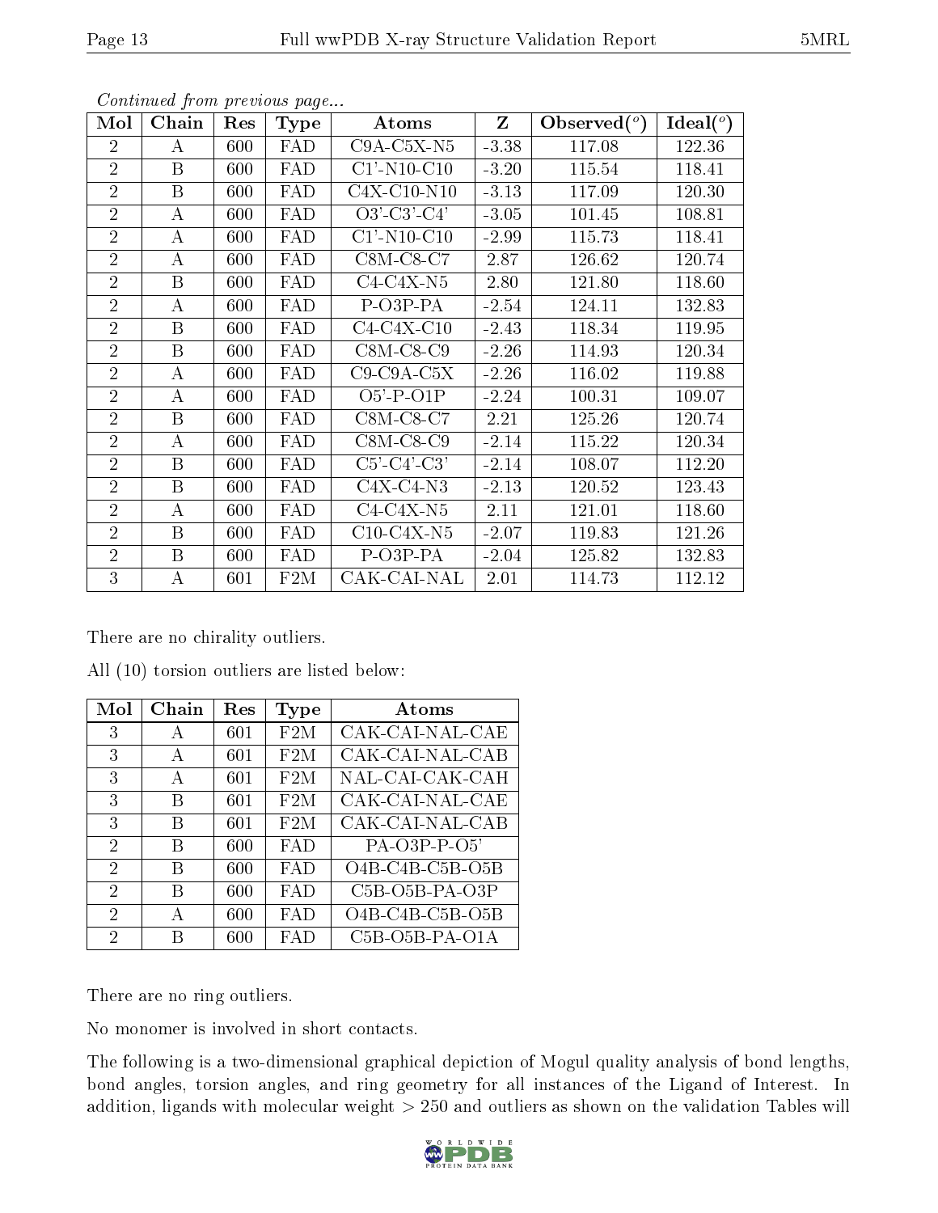*Continued from previous page...*

| Mol | Chain | Res | Type | Atoms | Z | Observed(°) | Ideal(°) |
|---|---|---|---|---|---|---|---|
| 2 | A | 600 | FAD | C9A-C5X-N5 | -3.38 | 117.08 | 122.36 |
| 2 | B | 600 | FAD | C1'-N10-C10 | -3.20 | 115.54 | 118.41 |
| 2 | B | 600 | FAD | C4X-C10-N10 | -3.13 | 117.09 | 120.30 |
| 2 | A | 600 | FAD | O3'-C3'-C4' | -3.05 | 101.45 | 108.81 |
| 2 | A | 600 | FAD | C1'-N10-C10 | -2.99 | 115.73 | 118.41 |
| 2 | A | 600 | FAD | C8M-C8-C7 | 2.87 | 126.62 | 120.74 |
| 2 | B | 600 | FAD | C4-C4X-N5 | 2.80 | 121.80 | 118.60 |
| 2 | A | 600 | FAD | P-O3P-PA | -2.54 | 124.11 | 132.83 |
| 2 | B | 600 | FAD | C4-C4X-C10 | -2.43 | 118.34 | 119.95 |
| 2 | B | 600 | FAD | C8M-C8-C9 | -2.26 | 114.93 | 120.34 |
| 2 | A | 600 | FAD | C9-C9A-C5X | -2.26 | 116.02 | 119.88 |
| 2 | A | 600 | FAD | O5'-P-O1P | -2.24 | 100.31 | 109.07 |
| 2 | B | 600 | FAD | C8M-C8-C7 | 2.21 | 125.26 | 120.74 |
| 2 | A | 600 | FAD | C8M-C8-C9 | -2.14 | 115.22 | 120.34 |
| 2 | B | 600 | FAD | C5'-C4'-C3' | -2.14 | 108.07 | 112.20 |
| 2 | B | 600 | FAD | C4X-C4-N3 | -2.13 | 120.52 | 123.43 |
| 2 | A | 600 | FAD | C4-C4X-N5 | 2.11 | 121.01 | 118.60 |
| 2 | B | 600 | FAD | C10-C4X-N5 | -2.07 | 119.83 | 121.26 |
| 2 | B | 600 | FAD | P-O3P-PA | -2.04 | 125.82 | 132.83 |
| 3 | A | 601 | F2M | CAK-CAI-NAL | 2.01 | 114.73 | 112.12 |

There are no chirality outliers.

All (10) torsion outliers are listed below:

| Mol | Chain | Res | Type | Atoms |
|---|---|---|---|---|
| 3 | A | 601 | F2M | CAK-CAI-NAL-CAE |
| 3 | A | 601 | F2M | CAK-CAI-NAL-CAB |
| 3 | A | 601 | F2M | NAL-CAI-CAK-CAH |
| 3 | B | 601 | F2M | CAK-CAI-NAL-CAE |
| 3 | B | 601 | F2M | CAK-CAI-NAL-CAB |
| 2 | B | 600 | FAD | PA-O3P-P-O5' |
| 2 | B | 600 | FAD | O4B-C4B-C5B-O5B |
| 2 | B | 600 | FAD | C5B-O5B-PA-O3P |
| 2 | A | 600 | FAD | O4B-C4B-C5B-O5B |
| 2 | B | 600 | FAD | C5B-O5B-PA-O1A |

There are no ring outliers.

No monomer is involved in short contacts.

The following is a two-dimensional graphical depiction of Mogul quality analysis of bond lengths, bond angles, torsion angles, and ring geometry for all instances of the Ligand of Interest. In addition, ligands with molecular weight > 250 and outliers as shown on the validation Tables will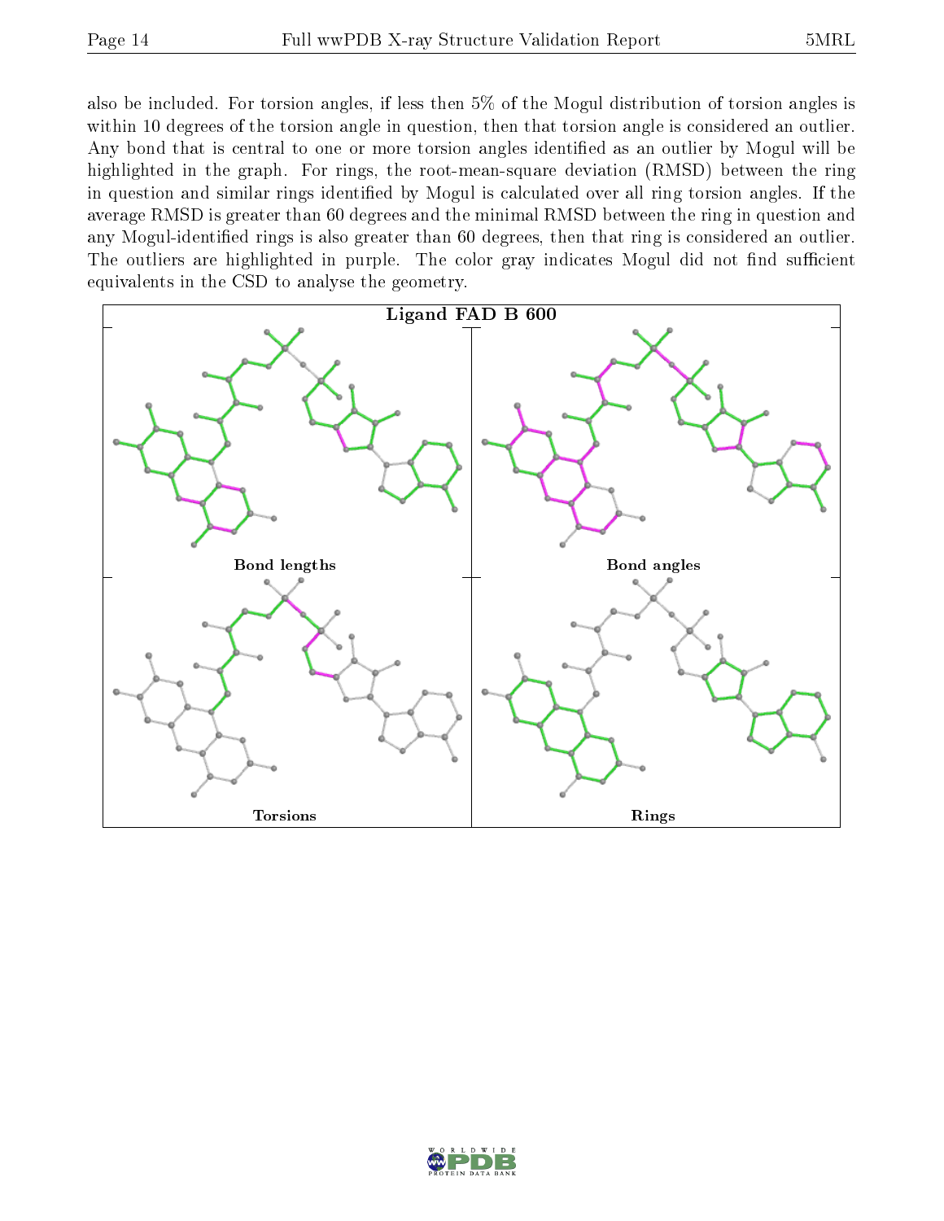also be included. For torsion angles, if less then 5% of the Mogul distribution of torsion angles is within 10 degrees of the torsion angle in question, then that torsion angle is considered an outlier. Any bond that is central to one or more torsion angles identified as an outlier by Mogul will be highlighted in the graph. For rings, the root-mean-square deviation (RMSD) between the ring in question and similar rings identified by Mogul is calculated over all ring torsion angles. If the average RMSD is greater than 60 degrees and the minimal RMSD between the ring in question and any Mogul-identified rings is also greater than 60 degrees, then that ring is considered an outlier. The outliers are highlighted in purple. The color gray indicates Mogul did not find sufficient equivalents in the CSD to analyse the geometry.

**Ligand FAD B 600**

Bond lengths

Bond angles

Torsions

Rings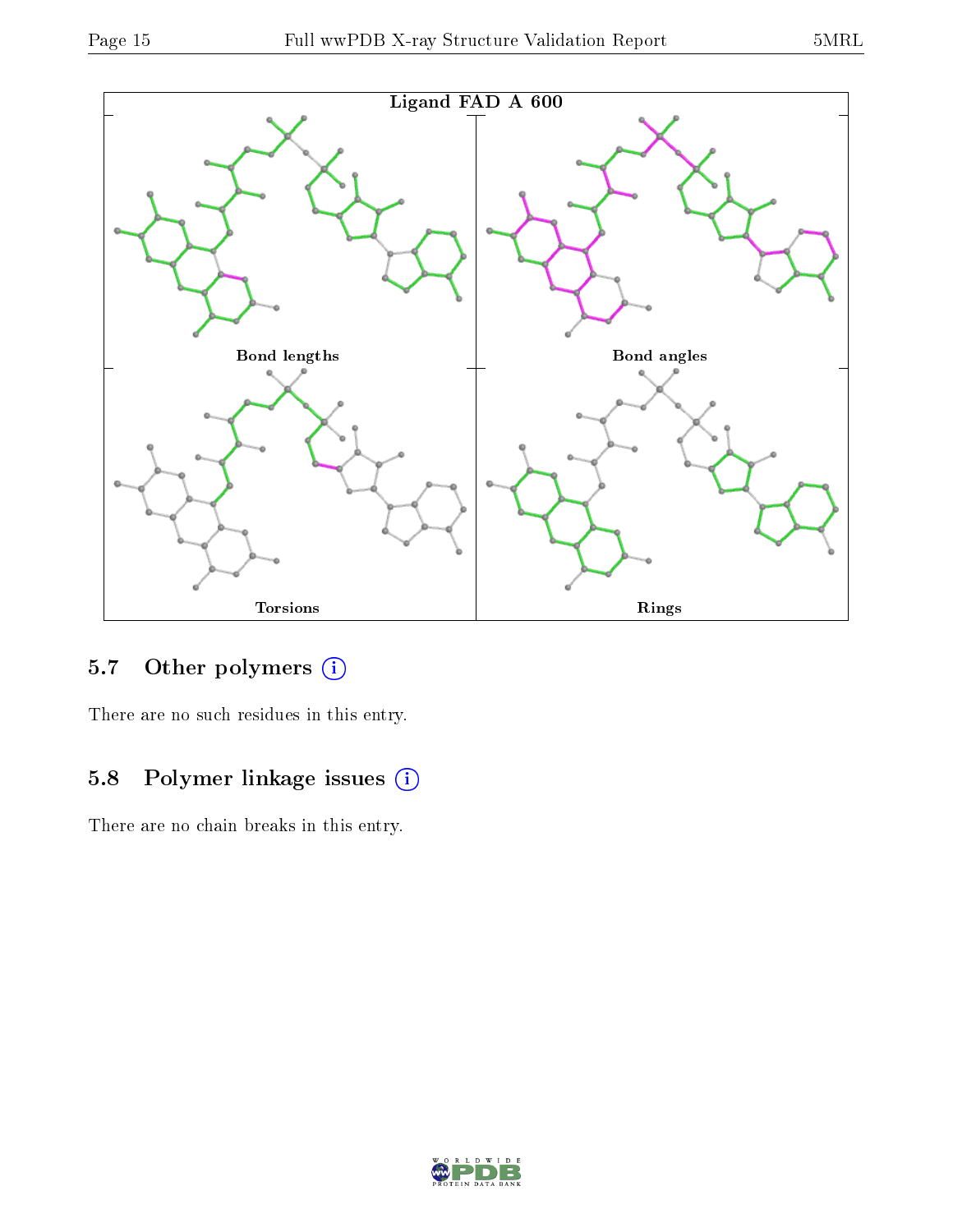Ligand FAD A 600

Bond lengths

Bond angles

Torsions

Rings

## 5.7 Other polymers (i)

There are no such residues in this entry.

## 5.8 Polymer linkage issues (i)

There are no chain breaks in this entry.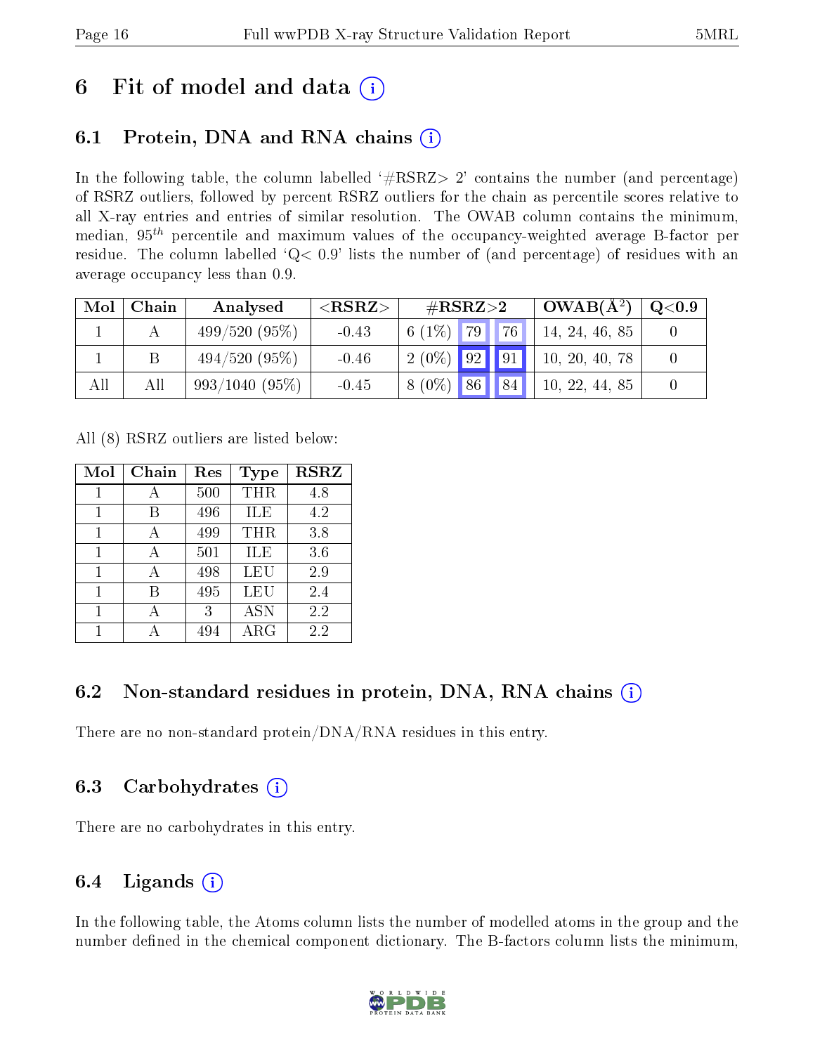# 6 Fit of model and data (i)

## 6.1 Protein, DNA and RNA chains (i)

In the following table, the column labelled '#RSRZ> 2' contains the number (and percentage) of RSRZ outliers, followed by percent RSRZ outliers for the chain as percentile scores relative to all X-ray entries and entries of similar resolution. The OWAB column contains the minimum, median, $95^{th}$ percentile and maximum values of the occupancy-weighted average B-factor per residue. The column labelled 'Q< 0.9' lists the number of (and percentage) of residues with an average occupancy less than 0.9.

| Mol | Chain | Analysed | <RSRZ> | #RSRZ>2 | | | OWAB(Å$^2$) | Q<0.9 |
|---|---|---|---|---|---|---|---|---|
| 1 | A | 499/520 (95%) | -0.43 | 6 (1%) | 79 | 76 | 14, 24, 46, 85 | 0 |
| 1 | B | 494/520 (95%) | -0.46 | 2 (0%) | 92 | 91 | 10, 20, 40, 78 | 0 |
| All | All | 993/1040 (95%) | -0.45 | 8 (0%) | 86 | 84 | 10, 22, 44, 85 | 0 |

All (8) RSRZ outliers are listed below:

| Mol | Chain | Res | Type | RSRZ |
|---|---|---|---|---|
| 1 | A | 500 | THR | 4.8 |
| 1 | B | 496 | ILE | 4.2 |
| 1 | A | 499 | THR | 3.8 |
| 1 | A | 501 | ILE | 3.6 |
| 1 | A | 498 | LEU | 2.9 |
| 1 | B | 495 | LEU | 2.4 |
| 1 | A | 3 | ASN | 2.2 |
| 1 | A | 494 | ARG | 2.2 |

## 6.2 Non-standard residues in protein, DNA, RNA chains (i)

There are no non-standard protein/DNA/RNA residues in this entry.

## 6.3 Carbohydrates (i)

There are no carbohydrates in this entry.

## 6.4 Ligands (i)

In the following table, the Atoms column lists the number of modelled atoms in the group and the number defined in the chemical component dictionary. The B-factors column lists the minimum,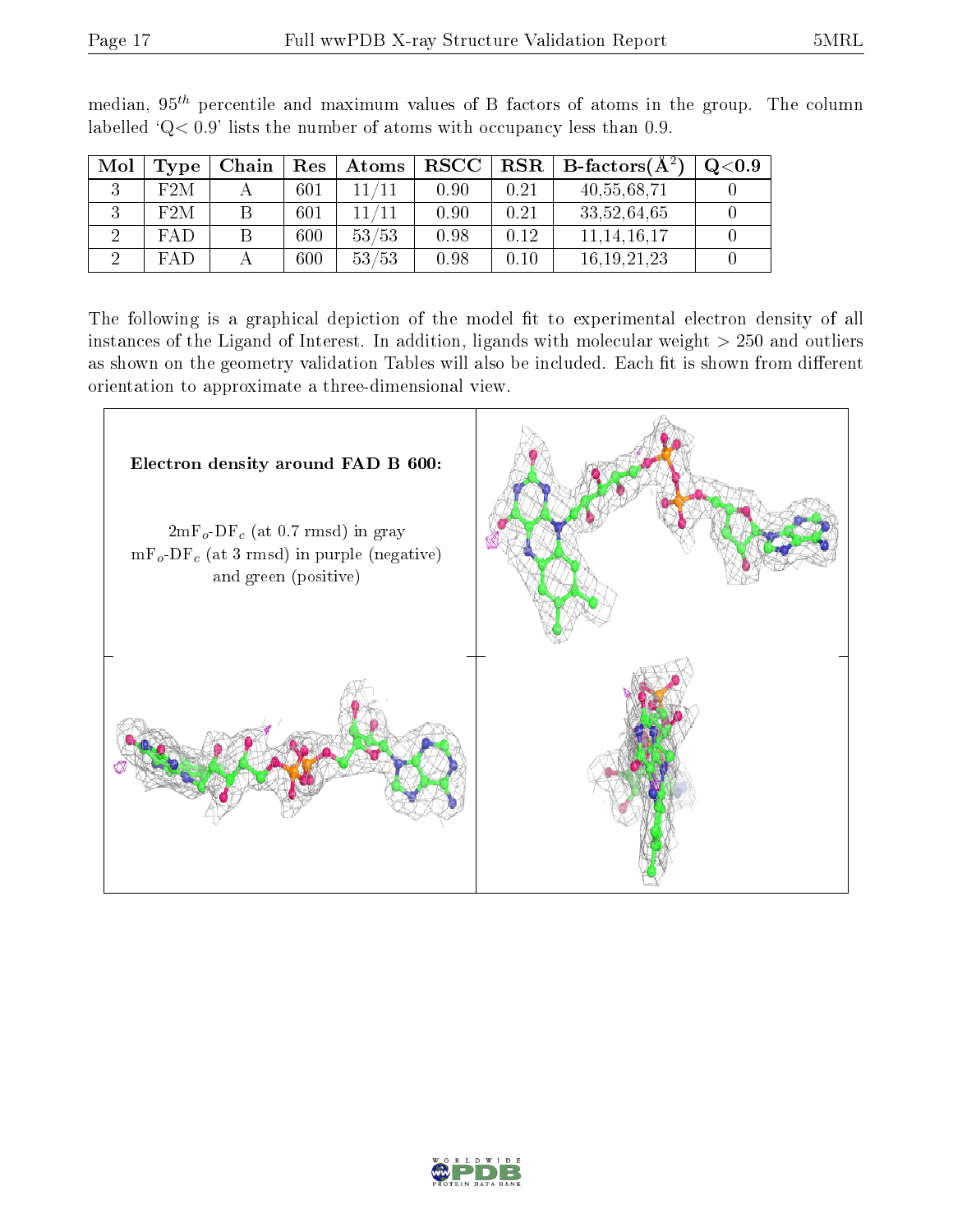median, $95^{th}$ percentile and maximum values of B factors of atoms in the group. The column labelled 'Q< 0.9' lists the number of atoms with occupancy less than 0.9.

| Mol | Type | Chain | Res | Atoms | RSCC | RSR | B-factors($Å^2$) | Q<0.9 |
|---|---|---|---|---|---|---|---|---|
| 3 | F2M | A | 601 | 11/11 | 0.90 | 0.21 | 40,55,68,71 | 0 |
| 3 | F2M | B | 601 | 11/11 | 0.90 | 0.21 | 33,52,64,65 | 0 |
| 2 | FAD | B | 600 | 53/53 | 0.98 | 0.12 | 11,14,16,17 | 0 |
| 2 | FAD | A | 600 | 53/53 | 0.98 | 0.10 | 16,19,21,23 | 0 |

The following is a graphical depiction of the model fit to experimental electron density of all instances of the Ligand of Interest. In addition, ligands with molecular weight > 250 and outliers as shown on the geometry validation Tables will also be included. Each fit is shown from different orientation to approximate a three-dimensional view.

**Electron density around FAD B 600:**

$2mF_o$-$DF_c$ (at 0.7 rmsd) in gray
$mF_o$-$DF_c$ (at 3 rmsd) in purple (negative) and green (positive)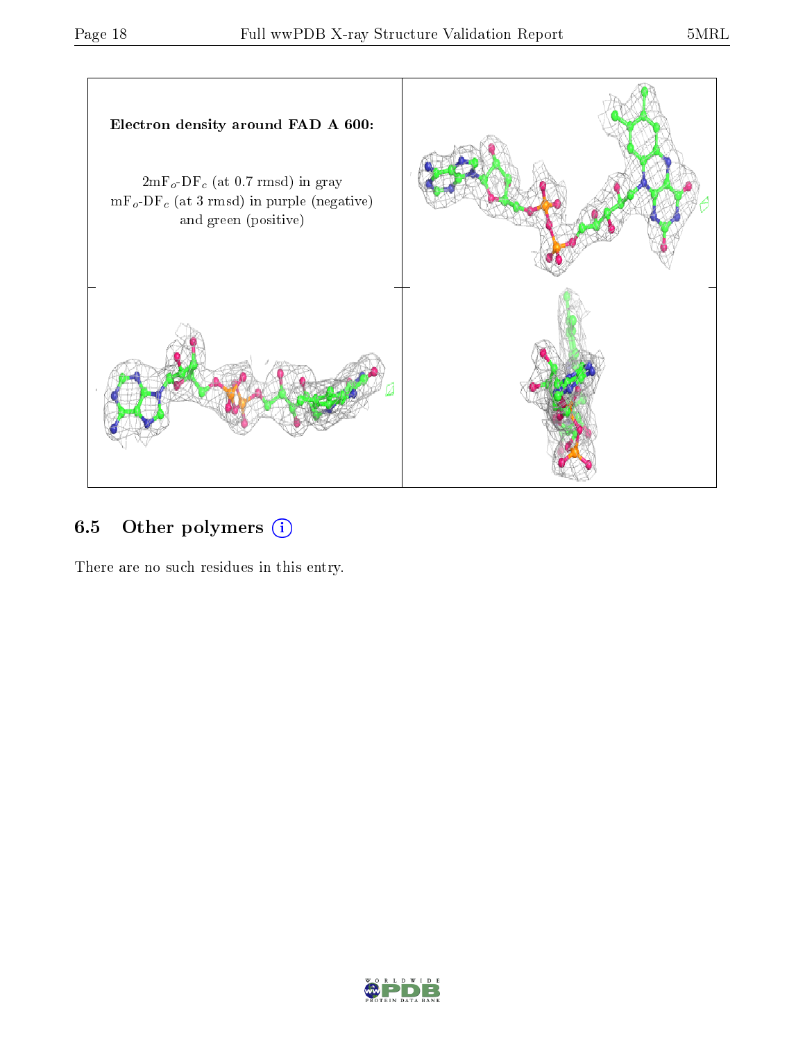**Electron density around FAD A 600:**

$2mF_o$-$DF_c$ (at 0.7 rmsd) in gray
$mF_o$-$DF_c$ (at 3 rmsd) in purple (negative)
and green (positive)

## 6.5 Other polymers

There are no such residues in this entry.